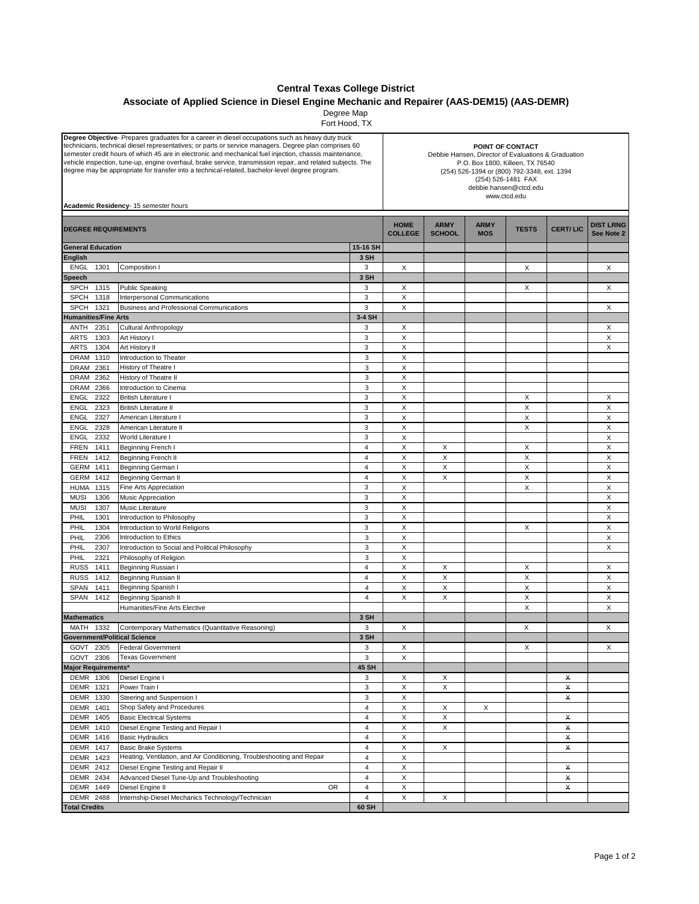# Central Texas College District

## Associate of Applied Science in Diesel Engine Mechanic and Repairer (AAS-DEM15) (AAS-DEMR)

Degree Map

Fort Hood, TX

**Degree Objective**- Prepares graduates for a career in diesel occupations such as heavy duty truck technicians, technical diesel representatives; or parts or service managers. Degree plan comprises 60 semester credit hours of which 45 are in electronic and mechanical fuel injection, chassis maintenance, vehicle inspection, tune-up, engine overhaul, brake service, transmission repair, and related subjects. The degree may be appropriate for transfer into a technical-related, bachelor-level degree program.

**Academic Residency**- 15 semester hours

**POINT OF CONTACT**
Debbie Hansen, Director of Evaluations & Graduation
P.O. Box 1800, Killeen, TX 76540
(254) 526-1394 or (800) 792-3348, ext. 1394
(254) 526-1481 FAX
debbie.hansen@ctcd.edu
www.ctcd.edu

| DEGREE REQUIREMENTS | | | HOME COLLEGE | ARMY SCHOOL | ARMY MOS | TESTS | CERT/ LIC | DIST LRNG See Note 2 |
|---|---|---|---|---|---|---|---|---|
| **General Education** | | **15-16 SH** | | | | | | |
| **English** | | **3 SH** | | | | | | |
| ENGL 1301 | Composition I | 3 | X | | | X | | X |
| **Speech** | | **3 SH** | | | | | | |
| SPCH 1315 | Public Speaking | 3 | X | | | X | | X |
| SPCH 1318 | Interpersonal Communications | 3 | X | | | | | |
| SPCH 1321 | Business and Professional Communications | 3 | X | | | | | X |
| **Humanities/Fine Arts** | | **3-4 SH** | | | | | | |
| ANTH 2351 | Cultural Anthropology | 3 | X | | | | | X |
| ARTS 1303 | Art History I | 3 | X | | | | | X |
| ARTS 1304 | Art History II | 3 | X | | | | | X |
| DRAM 1310 | Introduction to Theater | 3 | X | | | | | |
| DRAM 2361 | History of Theatre I | 3 | X | | | | | |
| DRAM 2362 | History of Theatre II | 3 | X | | | | | |
| DRAM 2366 | Introduction to Cinema | 3 | X | | | | | |
| ENGL 2322 | British Literature I | 3 | X | | | X | | X |
| ENGL 2323 | British Literature II | 3 | X | | | X | | X |
| ENGL 2327 | American Literature I | 3 | X | | | X | | X |
| ENGL 2328 | American Literature II | 3 | X | | | X | | X |
| ENGL 2332 | World Literature I | 3 | X | | | | | X |
| FREN 1411 | Beginning French I | 4 | X | X | | X | | X |
| FREN 1412 | Beginning French II | 4 | X | X | | X | | X |
| GERM 1411 | Beginning German I | 4 | X | X | | X | | X |
| GERM 1412 | Beginning German II | 4 | X | X | | X | | X |
| HUMA 1315 | Fine Arts Appreciation | 3 | X | | | X | | X |
| MUSI 1306 | Music Appreciation | 3 | X | | | | | X |
| MUSI 1307 | Music Literature | 3 | X | | | | | X |
| PHIL 1301 | Introduction to Philosophy | 3 | X | | | | | X |
| PHIL 1304 | Introduction to World Religions | 3 | X | | | X | | X |
| PHIL 2306 | Introduction to Ethics | 3 | X | | | | | X |
| PHIL 2307 | Introduction to Social and Political Philosophy | 3 | X | | | | | X |
| PHIL 2321 | Philosophy of Religion | 3 | X | | | | | |
| RUSS 1411 | Beginning Russian I | 4 | X | X | | X | | X |
| RUSS 1412 | Beginning Russian II | 4 | X | X | | X | | X |
| SPAN 1411 | Beginning Spanish I | 4 | X | X | | X | | X |
| SPAN 1412 | Beginning Spanish II | 4 | X | X | | X | | X |
| | Humanities/Fine Arts Elective | | | | | X | | X |
| **Mathematics** | | **3 SH** | | | | | | |
| MATH 1332 | Contemporary Mathematics (Quantitative Reasoning) | 3 | X | | | X | | X |
| **Government/Political Science** | | **3 SH** | | | | | | |
| GOVT 2305 | Federal Government | 3 | X | | | X | | X |
| GOVT 2306 | Texas Government | 3 | X | | | | | |
| **Major Requirements*** | | **45 SH** | | | | | | |
| DEMR 1306 | Diesel Engine I | 3 | X | X | | | X | |
| DEMR 1321 | Power Train I | 3 | X | X | | | X | |
| DEMR 1330 | Steering and Suspension I | 3 | X | | | | X | |
| DEMR 1401 | Shop Safety and Procedures | 4 | X | X | X | | | |
| DEMR 1405 | Basic Electrical Systems | 4 | X | X | | | X | |
| DEMR 1410 | Diesel Engine Testing and Repair I | 4 | X | X | | | X | |
| DEMR 1416 | Basic Hydraulics | 4 | X | | | | X | |
| DEMR 1417 | Basic Brake Systems | 4 | X | X | | | X | |
| DEMR 1423 | Heating, Ventilation, and Air Conditioning, Troubleshooting and Repair | 4 | X | | | | | |
| DEMR 2412 | Diesel Engine Testing and Repair II | 4 | X | | | | X | |
| DEMR 2434 | Advanced Diesel Tune-Up and Troubleshooting | 4 | X | | | | X | |
| DEMR 1449 | Diesel Engine II OR | 4 | X | | | | X | |
| DEMR 2488 | Internship-Diesel Mechanics Technology/Technician | 4 | X | X | | | | |
| **Total Credits** | | **60 SH** | | | | | | |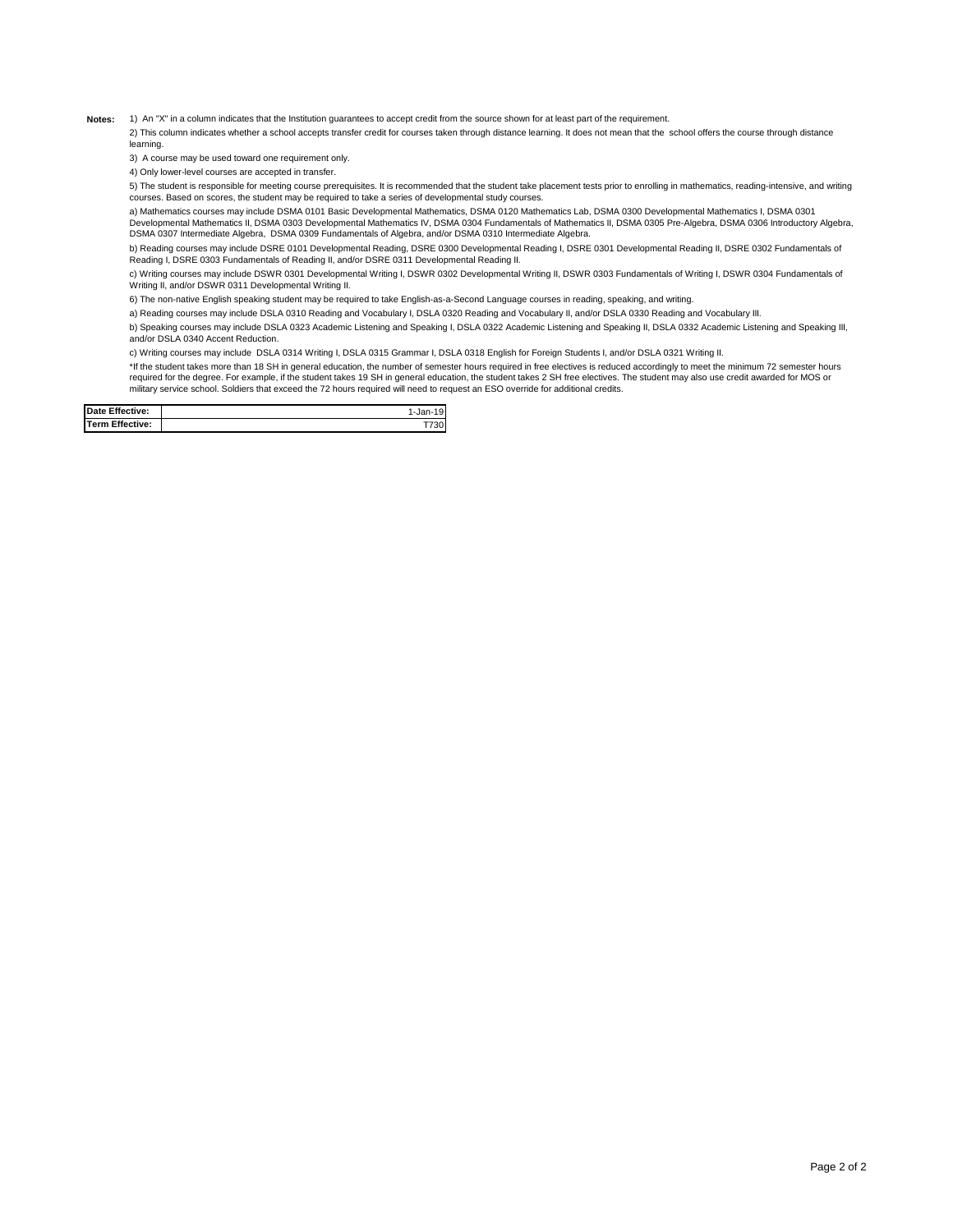**Notes:**

1) An "X" in a column indicates that the Institution guarantees to accept credit from the source shown for at least part of the requirement.

2) This column indicates whether a school accepts transfer credit for courses taken through distance learning. It does not mean that the school offers the course through distance learning.

3) A course may be used toward one requirement only.

4) Only lower-level courses are accepted in transfer.

5) The student is responsible for meeting course prerequisites. It is recommended that the student take placement tests prior to enrolling in mathematics, reading-intensive, and writing courses. Based on scores, the student may be required to take a series of developmental study courses.

a) Mathematics courses may include DSMA 0101 Basic Developmental Mathematics, DSMA 0120 Mathematics Lab, DSMA 0300 Developmental Mathematics I, DSMA 0301 Developmental Mathematics II, DSMA 0303 Developmental Mathematics IV, DSMA 0304 Fundamentals of Mathematics II, DSMA 0305 Pre-Algebra, DSMA 0306 Introductory Algebra, DSMA 0307 Intermediate Algebra, DSMA 0309 Fundamentals of Algebra, and/or DSMA 0310 Intermediate Algebra.

b) Reading courses may include DSRE 0101 Developmental Reading, DSRE 0300 Developmental Reading I, DSRE 0301 Developmental Reading II, DSRE 0302 Fundamentals of Reading I, DSRE 0303 Fundamentals of Reading II, and/or DSRE 0311 Developmental Reading II.

c) Writing courses may include DSWR 0301 Developmental Writing I, DSWR 0302 Developmental Writing II, DSWR 0303 Fundamentals of Writing I, DSWR 0304 Fundamentals of Writing II, and/or DSWR 0311 Developmental Writing II.

6) The non-native English speaking student may be required to take English-as-a-Second Language courses in reading, speaking, and writing.

a) Reading courses may include DSLA 0310 Reading and Vocabulary I, DSLA 0320 Reading and Vocabulary II, and/or DSLA 0330 Reading and Vocabulary III.

b) Speaking courses may include DSLA 0323 Academic Listening and Speaking I, DSLA 0322 Academic Listening and Speaking II, DSLA 0332 Academic Listening and Speaking III, and/or DSLA 0340 Accent Reduction.

c) Writing courses may include DSLA 0314 Writing I, DSLA 0315 Grammar I, DSLA 0318 English for Foreign Students I, and/or DSLA 0321 Writing II.

*If the student takes more than 18 SH in general education, the number of semester hours required in free electives is reduced accordingly to meet the minimum 72 semester hours required for the degree. For example, if the student takes 19 SH in general education, the student takes 2 SH free electives. The student may also use credit awarded for MOS or military service school. Soldiers that exceed the 72 hours required will need to request an ESO override for additional credits.

| | |
|---|---|
| **Date Effective:** | 1-Jan-19 |
| **Term Effective:** | T730 |